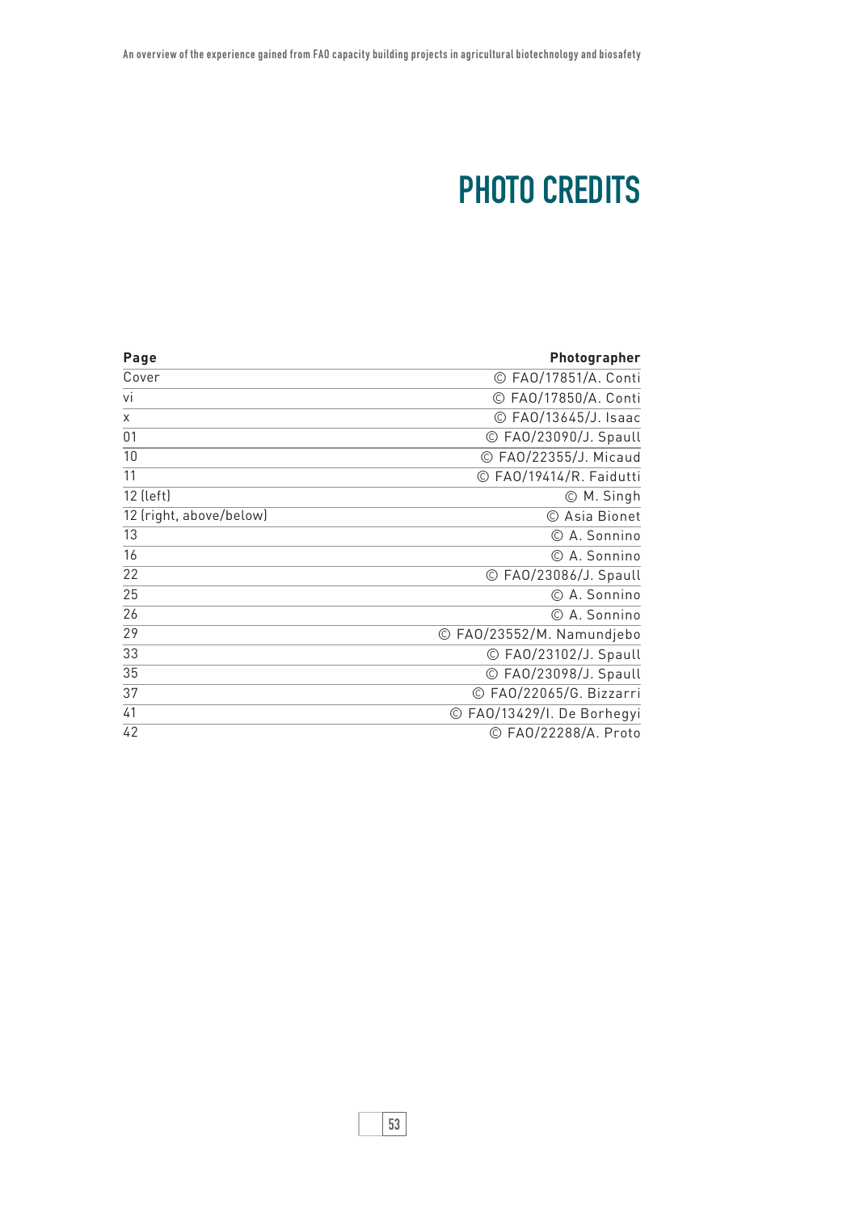# PHOTO CREDITS

| Page | Photographer |
|---|---|
| Cover | © FAO/17851/A. Conti |
| vi | © FAO/17850/A. Conti |
| x | © FAO/13645/J. Isaac |
| 01 | © FAO/23090/J. Spaull |
| 10 | © FAO/22355/J. Micaud |
| 11 | © FAO/19414/R. Faidutti |
| 12 (left) | © M. Singh |
| 12 (right, above/below) | © Asia Bionet |
| 13 | © A. Sonnino |
| 16 | © A. Sonnino |
| 22 | © FAO/23086/J. Spaull |
| 25 | © A. Sonnino |
| 26 | © A. Sonnino |
| 29 | © FAO/23552/M. Namundjebo |
| 33 | © FAO/23102/J. Spaull |
| 35 | © FAO/23098/J. Spaull |
| 37 | © FAO/22065/G. Bizzarri |
| 41 | © FAO/13429/I. De Borhegyi |
| 42 | © FAO/22288/A. Proto |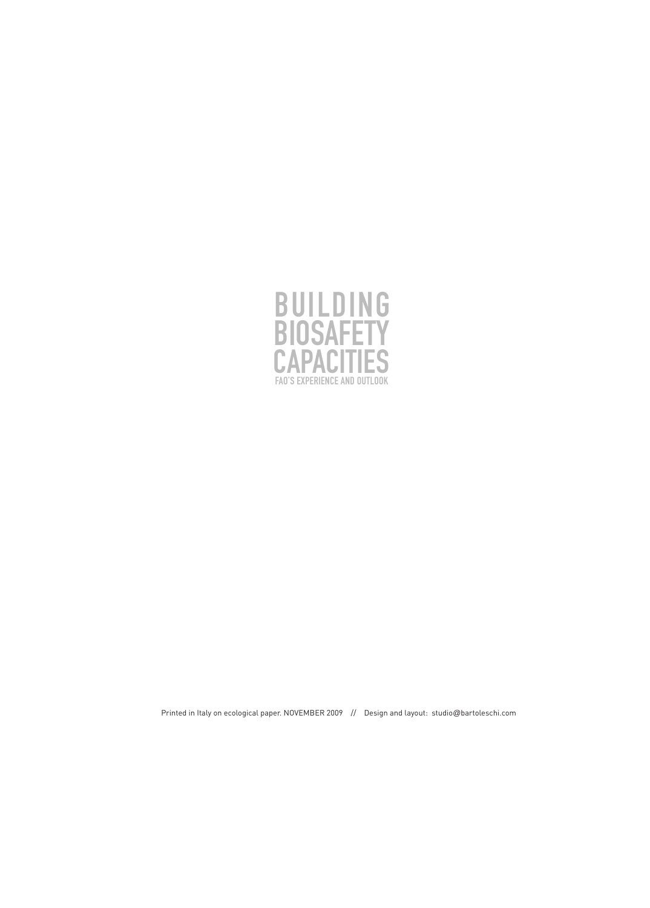# BUILDING BIOSAFETY CAPACITIES

FAO'S EXPERIENCE AND OUTLOOK

Printed in Italy on ecological paper. NOVEMBER 2009 // Design and layout: studio@bartoleschi.com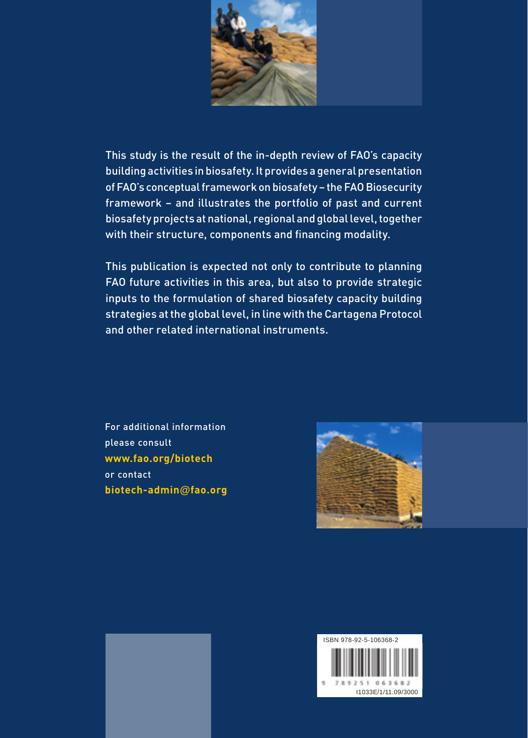This study is the result of the in-depth review of FAO's capacity building activities in biosafety. It provides a general presentation of FAO's conceptual framework on biosafety – the FAO Biosecurity framework – and illustrates the portfolio of past and current biosafety projects at national, regional and global level, together with their structure, components and financing modality.

This publication is expected not only to contribute to planning FAO future activities in this area, but also to provide strategic inputs to the formulation of shared biosafety capacity building strategies at the global level, in line with the Cartagena Protocol and other related international instruments.

For additional information please consult **www.fao.org/biotech** or contact **biotech-admin@fao.org**

ISBN 978-92-5-106368-2

9 789251 063682

I1033E/1/11.09/3000